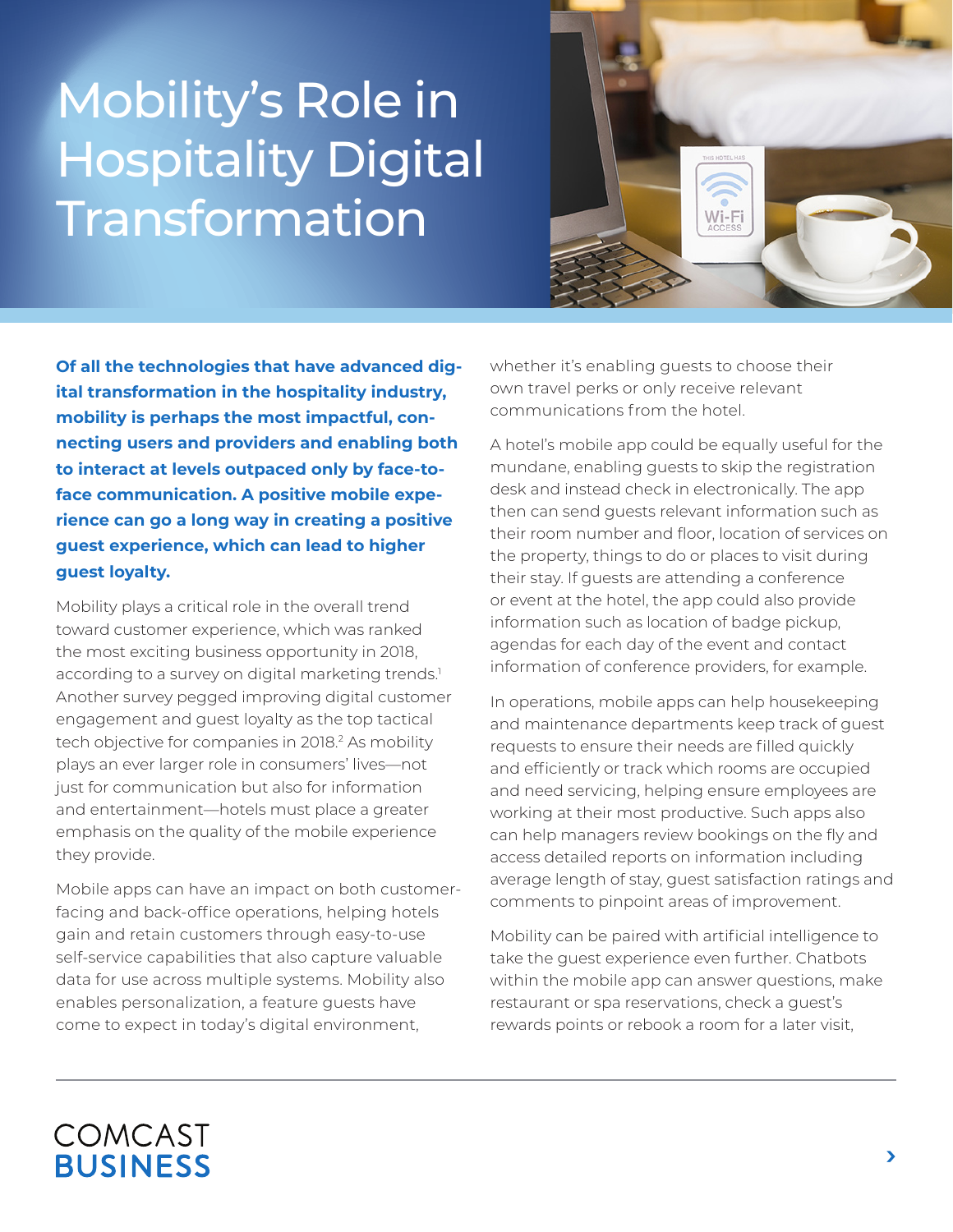# Mobility's Role in Hospitality Digital Transformation

**Of all the technologies that have advanced digital transformation in the hospitality industry, mobility is perhaps the most impactful, connecting users and providers and enabling both to interact at levels outpaced only by face-to-face communication. A positive mobile experience can go a long way in creating a positive guest experience, which can lead to higher guest loyalty.**

Mobility plays a critical role in the overall trend toward customer experience, which was ranked the most exciting business opportunity in 2018, according to a survey on digital marketing trends.[1] Another survey pegged improving digital customer engagement and guest loyalty as the top tactical tech objective for companies in 2018.[2] As mobility plays an ever larger role in consumers' lives—not just for communication but also for information and entertainment—hotels must place a greater emphasis on the quality of the mobile experience they provide.

Mobile apps can have an impact on both customer-facing and back-office operations, helping hotels gain and retain customers through easy-to-use self-service capabilities that also capture valuable data for use across multiple systems. Mobility also enables personalization, a feature guests have come to expect in today's digital environment, whether it's enabling guests to choose their own travel perks or only receive relevant communications from the hotel.

A hotel's mobile app could be equally useful for the mundane, enabling guests to skip the registration desk and instead check in electronically. The app then can send guests relevant information such as their room number and floor, location of services on the property, things to do or places to visit during their stay. If guests are attending a conference or event at the hotel, the app could also provide information such as location of badge pickup, agendas for each day of the event and contact information of conference providers, for example.

In operations, mobile apps can help housekeeping and maintenance departments keep track of guest requests to ensure their needs are filled quickly and efficiently or track which rooms are occupied and need servicing, helping ensure employees are working at their most productive. Such apps also can help managers review bookings on the fly and access detailed reports on information including average length of stay, guest satisfaction ratings and comments to pinpoint areas of improvement.

Mobility can be paired with artificial intelligence to take the guest experience even further. Chatbots within the mobile app can answer questions, make restaurant or spa reservations, check a guest's rewards points or rebook a room for a later visit,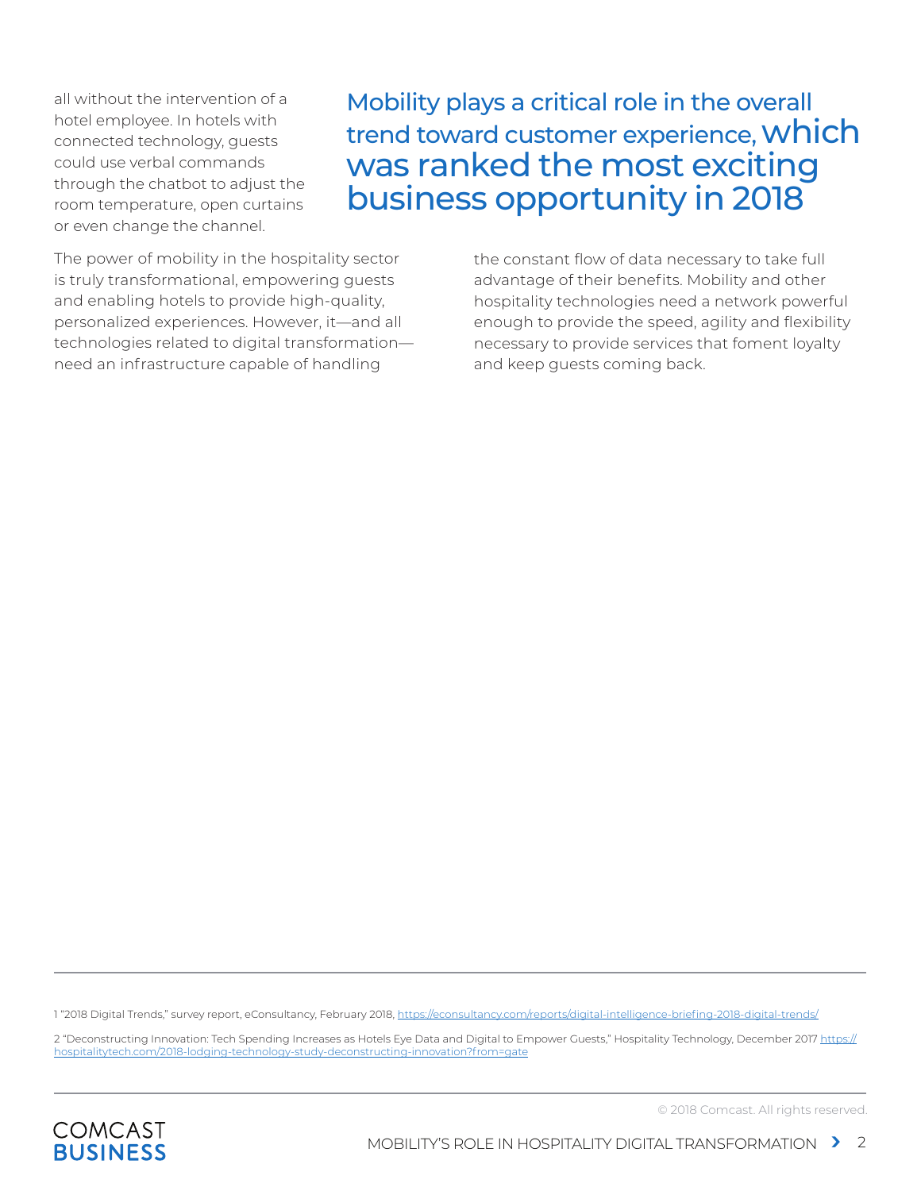all without the intervention of a hotel employee. In hotels with connected technology, guests could use verbal commands through the chatbot to adjust the room temperature, open curtains or even change the channel.

> **Mobility plays a critical role in the overall trend toward customer experience, which was ranked the most exciting business opportunity in 2018**

The power of mobility in the hospitality sector is truly transformational, empowering guests and enabling hotels to provide high-quality, personalized experiences. However, it—and all technologies related to digital transformation—need an infrastructure capable of handling the constant flow of data necessary to take full advantage of their benefits. Mobility and other hospitality technologies need a network powerful enough to provide the speed, agility and flexibility necessary to provide services that foment loyalty and keep guests coming back.

---

1 "2018 Digital Trends," survey report, eConsultancy, February 2018, https://econsultancy.com/reports/digital-intelligence-briefing-2018-digital-trends/

2 "Deconstructing Innovation: Tech Spending Increases as Hotels Eye Data and Digital to Empower Guests," Hospitality Technology, December 2017 https://hospitalitytech.com/2018-lodging-technology-study-deconstructing-innovation?from=gate

© 2018 Comcast. All rights reserved.

COMCAST BUSINESS